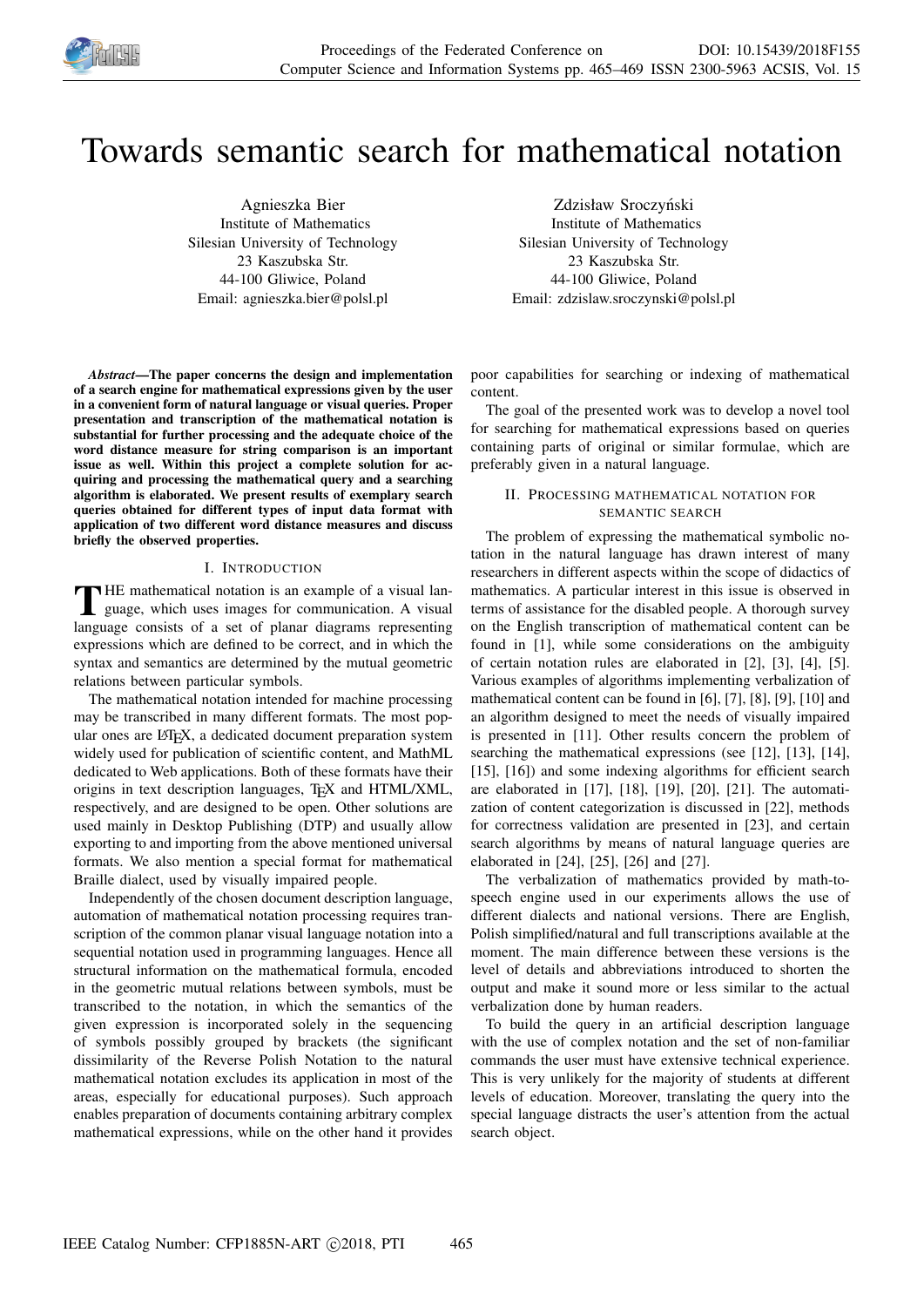# Towards semantic search for mathematical notation

Agnieszka Bier
Institute of Mathematics
Silesian University of Technology
23 Kaszubska Str.
44-100 Gliwice, Poland
Email: agnieszka.bier@polsl.pl

Zdzisław Sroczyński
Institute of Mathematics
Silesian University of Technology
23 Kaszubska Str.
44-100 Gliwice, Poland
Email: zdzislaw.sroczynski@polsl.pl

***Abstract*—The paper concerns the design and implementation of a search engine for mathematical expressions given by the user in a convenient form of natural language or visual queries. Proper presentation and transcription of the mathematical notation is substantial for further processing and the adequate choice of the word distance measure for string comparison is an important issue as well. Within this project a complete solution for acquiring and processing the mathematical query and a searching algorithm is elaborated. We present results of exemplary search queries obtained for different types of input data format with application of two different word distance measures and discuss briefly the observed properties.**

## I. Introduction

THE mathematical notation is an example of a visual language, which uses images for communication. A visual language consists of a set of planar diagrams representing expressions which are defined to be correct, and in which the syntax and semantics are determined by the mutual geometric relations between particular symbols.

The mathematical notation intended for machine processing may be transcribed in many different formats. The most popular ones are LaTeX, a dedicated document preparation system widely used for publication of scientific content, and MathML dedicated to Web applications. Both of these formats have their origins in text description languages, TeX and HTML/XML, respectively, and are designed to be open. Other solutions are used mainly in Desktop Publishing (DTP) and usually allow exporting to and importing from the above mentioned universal formats. We also mention a special format for mathematical Braille dialect, used by visually impaired people.

Independently of the chosen document description language, automation of mathematical notation processing requires transcription of the common planar visual language notation into a sequential notation used in programming languages. Hence all structural information on the mathematical formula, encoded in the geometric mutual relations between symbols, must be transcribed to the notation, in which the semantics of the given expression is incorporated solely in the sequencing of symbols possibly grouped by brackets (the significant dissimilarity of the Reverse Polish Notation to the natural mathematical notation excludes its application in most of the areas, especially for educational purposes). Such approach enables preparation of documents containing arbitrary complex mathematical expressions, while on the other hand it provides poor capabilities for searching or indexing of mathematical content.

The goal of the presented work was to develop a novel tool for searching for mathematical expressions based on queries containing parts of original or similar formulae, which are preferably given in a natural language.

## II. Processing mathematical notation for semantic search

The problem of expressing the mathematical symbolic notation in the natural language has drawn interest of many researchers in different aspects within the scope of didactics of mathematics. A particular interest in this issue is observed in terms of assistance for the disabled people. A thorough survey on the English transcription of mathematical content can be found in [1], while some considerations on the ambiguity of certain notation rules are elaborated in [2], [3], [4], [5]. Various examples of algorithms implementing verbalization of mathematical content can be found in [6], [7], [8], [9], [10] and an algorithm designed to meet the needs of visually impaired is presented in [11]. Other results concern the problem of searching the mathematical expressions (see [12], [13], [14], [15], [16]) and some indexing algorithms for efficient search are elaborated in [17], [18], [19], [20], [21]. The automatization of content categorization is discussed in [22], methods for correctness validation are presented in [23], and certain search algorithms by means of natural language queries are elaborated in [24], [25], [26] and [27].

The verbalization of mathematics provided by math-to-speech engine used in our experiments allows the use of different dialects and national versions. There are English, Polish simplified/natural and full transcriptions available at the moment. The main difference between these versions is the level of details and abbreviations introduced to shorten the output and make it sound more or less similar to the actual verbalization done by human readers.

To build the query in an artificial description language with the use of complex notation and the set of non-familiar commands the user must have extensive technical experience. This is very unlikely for the majority of students at different levels of education. Moreover, translating the query into the special language distracts the user's attention from the actual search object.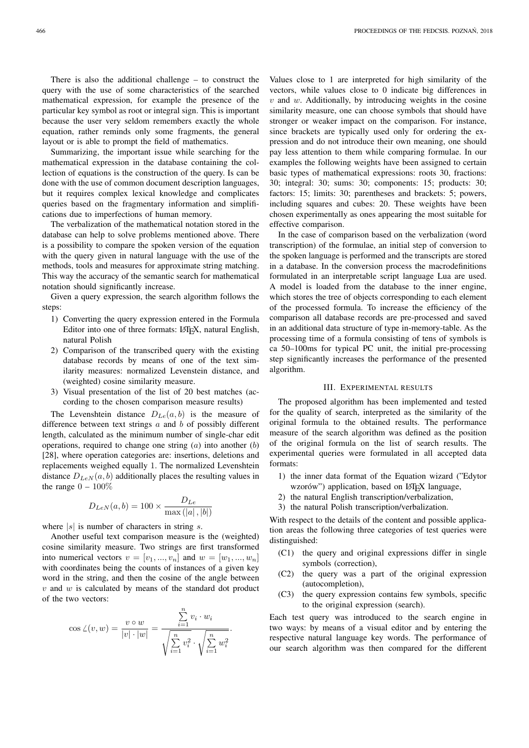There is also the additional challenge – to construct the query with the use of some characteristics of the searched mathematical expression, for example the presence of the particular key symbol as root or integral sign. This is important because the user very seldom remembers exactly the whole equation, rather reminds only some fragments, the general layout or is able to prompt the field of mathematics.

Summarizing, the important issue while searching for the mathematical expression in the database containing the collection of equations is the construction of the query. Is can be done with the use of common document description languages, but it requires complex lexical knowledge and complicates queries based on the fragmentary information and simplifications due to imperfections of human memory.

The verbalization of the mathematical notation stored in the database can help to solve problems mentioned above. There is a possibility to compare the spoken version of the equation with the query given in natural language with the use of the methods, tools and measures for approximate string matching. This way the accuracy of the semantic search for mathematical notation should significantly increase.

Given a query expression, the search algorithm follows the steps:

1) Converting the query expression entered in the Formula Editor into one of three formats: LaTeX, natural English, natural Polish
2) Comparison of the transcribed query with the existing database records by means of one of the text similarity measures: normalized Levenstein distance, and (weighted) cosine similarity measure.
3) Visual presentation of the list of 20 best matches (according to the chosen comparison measure results)

The Levenshtein distance $D_{Le}(a, b)$ is the measure of difference between text strings $a$ and $b$ of possibly different length, calculated as the minimum number of single-char edit operations, required to change one string ($a$) into another ($b$) [28], where operation categories are: insertions, deletions and replacements weighed equally 1. The normalized Levenshtein distance $D_{LeN}(a, b)$ additionally places the resulting values in the range $0 - 100\%$

$$D_{LeN}(a, b) = 100 \times \frac{D_{Le}}{\max(|a|, |b|)}$$

where $|s|$ is number of characters in string $s$.

Another useful text comparison measure is the (weighted) cosine similarity measure. Two strings are first transformed into numerical vectors $v = [v_1, ..., v_n]$ and $w = [w_1, ..., w_n]$ with coordinates being the counts of instances of a given key word in the string, and then the cosine of the angle between $v$ and $w$ is calculated by means of the standard dot product of the two vectors:

$$\cos\angle(v, w) = \frac{v \circ w}{|v| \cdot |w|} = \frac{\sum_{i=1}^{n} v_i \cdot w_i}{\sqrt{\sum_{i=1}^{n} v_i^2} \cdot \sqrt{\sum_{i=1}^{n} w_i^2}}.$$

Values close to 1 are interpreted for high similarity of the vectors, while values close to 0 indicate big differences in $v$ and $w$. Additionally, by introducing weights in the cosine similarity measure, one can choose symbols that should have stronger or weaker impact on the comparison. For instance, since brackets are typically used only for ordering the expression and do not introduce their own meaning, one should pay less attention to them while comparing formulae. In our examples the following weights have been assigned to certain basic types of mathematical expressions: roots 30, fractions: 30; integral: 30; sums: 30; components: 15; products: 30; factors: 15; limits: 30; parentheses and brackets: 5; powers, including squares and cubes: 20. These weights have been chosen experimentally as ones appearing the most suitable for effective comparison.

In the case of comparison based on the verbalization (word transcription) of the formulae, an initial step of conversion to the spoken language is performed and the transcripts are stored in a database. In the conversion process the macrodefinitions formulated in an interpretable script language Lua are used. A model is loaded from the database to the inner engine, which stores the tree of objects corresponding to each element of the processed formula. To increase the efficiency of the comparison all database records are pre-processed and saved in an additional data structure of type in-memory-table. As the processing time of a formula consisting of tens of symbols is ca 50–100ms for typical PC unit, the initial pre-processing step significantly increases the performance of the presented algorithm.

## III. Experimental results

The proposed algorithm has been implemented and tested for the quality of search, interpreted as the similarity of the original formula to the obtained results. The performance measure of the search algorithm was defined as the position of the original formula on the list of search results. The experimental queries were formulated in all accepted data formats:

1) the inner data format of the Equation wizard ("Edytor wzorów") application, based on LaTeX language,
2) the natural English transcription/verbalization,
3) the natural Polish transcription/verbalization.

With respect to the details of the content and possible application areas the following three categories of test queries were distinguished:

(C1) the query and original expressions differ in single symbols (correction),

(C2) the query was a part of the original expression (autocompletion),

(C3) the query expression contains few symbols, specific to the original expression (search).

Each test query was introduced to the search engine in two ways: by means of a visual editor and by entering the respective natural language key words. The performance of our search algorithm was then compared for the different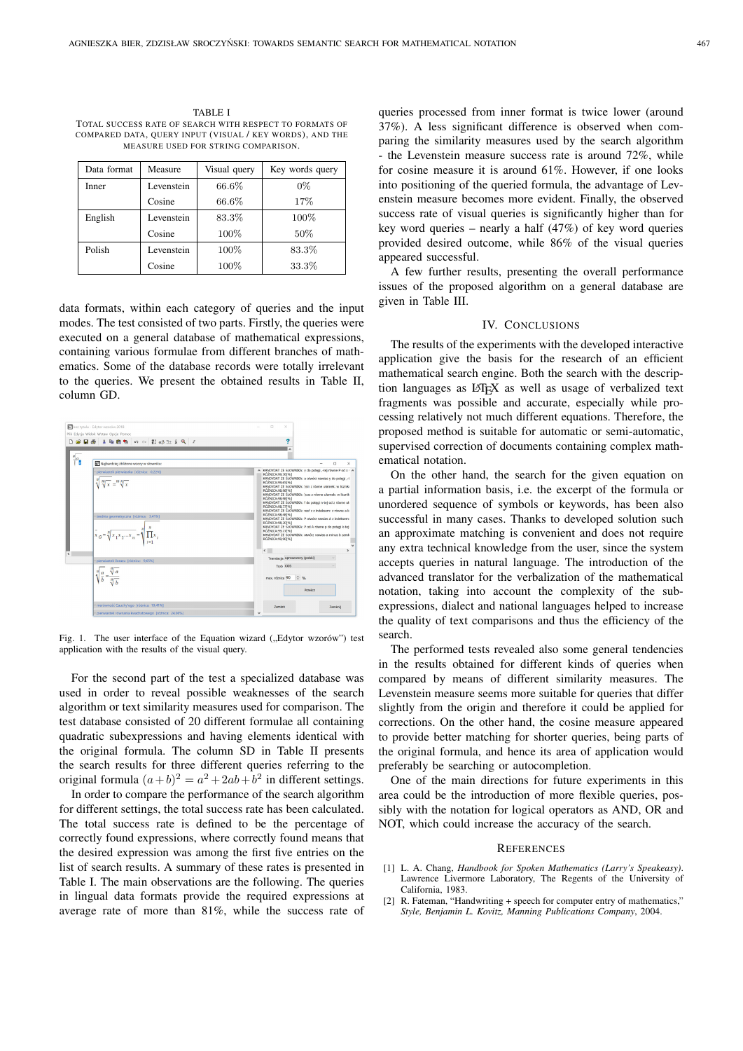TABLE I

TOTAL SUCCESS RATE OF SEARCH WITH RESPECT TO FORMATS OF COMPARED DATA, QUERY INPUT (VISUAL / KEY WORDS), AND THE MEASURE USED FOR STRING COMPARISON.

| Data format | Measure | Visual query | Key words query |
|---|---|---|---|
| Inner | Levenstein | 66.6% | 0% |
| | Cosine | 66.6% | 17% |
| English | Levenstein | 83.3% | 100% |
| | Cosine | 100% | 50% |
| Polish | Levenstein | 100% | 83.3% |
| | Cosine | 100% | 33.3% |

data formats, within each category of queries and the input modes. The test consisted of two parts. Firstly, the queries were executed on a general database of mathematical expressions, containing various formulae from different branches of mathematics. Some of the database records were totally irrelevant to the queries. We present the obtained results in Table II, column GD.

Fig. 1. The user interface of the Equation wizard („Edytor wzorów") test application with the results of the visual query.

For the second part of the test a specialized database was used in order to reveal possible weaknesses of the search algorithm or text similarity measures used for comparison. The test database consisted of 20 different formulae all containing quadratic subexpressions and having elements identical with the original formula. The column SD in Table II presents the search results for three different queries referring to the original formula $(a+b)^2 = a^2+2ab+b^2$ in different settings.

In order to compare the performance of the search algorithm for different settings, the total success rate has been calculated. The total success rate is defined to be the percentage of correctly found expressions, where correctly found means that the desired expression was among the first five entries on the list of search results. A summary of these rates is presented in Table I. The main observations are the following. The queries in lingual data formats provide the required expressions at average rate of more than 81%, while the success rate of queries processed from inner format is twice lower (around 37%). A less significant difference is observed when comparing the similarity measures used by the search algorithm - the Levenstein measure success rate is around 72%, while for cosine measure it is around 61%. However, if one looks into positioning of the queried formula, the advantage of Levenstein measure becomes more evident. Finally, the observed success rate of visual queries is significantly higher than for key word queries – nearly a half (47%) of key word queries provided desired outcome, while 86% of the visual queries appeared successful.

A few further results, presenting the overall performance issues of the proposed algorithm on a general database are given in Table III.

## IV. Conclusions

The results of the experiments with the developed interactive application give the basis for the research of an efficient mathematical search engine. Both the search with the description languages as LaTeX as well as usage of verbalized text fragments was possible and accurate, especially while processing relatively not much different equations. Therefore, the proposed method is suitable for automatic or semi-automatic, supervised correction of documents containing complex mathematical notation.

On the other hand, the search for the given equation on a partial information basis, i.e. the excerpt of the formula or unordered sequence of symbols or keywords, has been also successful in many cases. Thanks to developed solution such an approximate matching is convenient and does not require any extra technical knowledge from the user, since the system accepts queries in natural language. The introduction of the advanced translator for the verbalization of the mathematical notation, taking into account the complexity of the subexpressions, dialect and national languages helped to increase the quality of text comparisons and thus the efficiency of the search.

The performed tests revealed also some general tendencies in the results obtained for different kinds of queries when compared by means of different similarity measures. The Levenstein measure seems more suitable for queries that differ slightly from the origin and therefore it could be applied for corrections. On the other hand, the cosine measure appeared to provide better matching for shorter queries, being parts of the original formula, and hence its area of application would preferably be searching or autocompletion.

One of the main directions for future experiments in this area could be the introduction of more flexible queries, possibly with the notation for logical operators as AND, OR and NOT, which could increase the accuracy of the search.

## References

[1] L. A. Chang, *Handbook for Spoken Mathematics (Larry's Speakeasy)*. Lawrence Livermore Laboratory, The Regents of the University of California, 1983.

[2] R. Fateman, "Handwriting + speech for computer entry of mathematics," *Style, Benjamin L. Kovitz, Manning Publications Company*, 2004.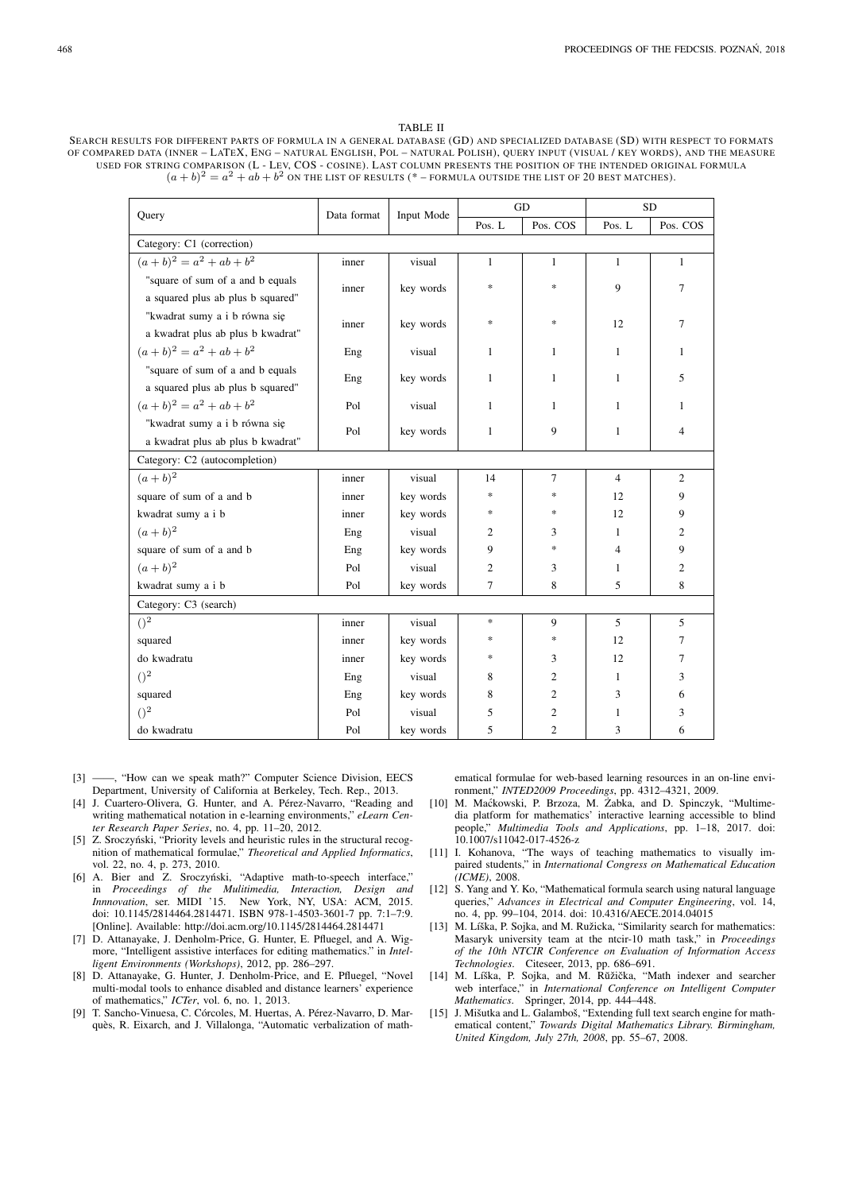TABLE II

SEARCH RESULTS FOR DIFFERENT PARTS OF FORMULA IN A GENERAL DATABASE (GD) AND SPECIALIZED DATABASE (SD) WITH RESPECT TO FORMATS OF COMPARED DATA (INNER – LATEX, ENG – NATURAL ENGLISH, POL – NATURAL POLISH), QUERY INPUT (VISUAL / KEY WORDS), AND THE MEASURE USED FOR STRING COMPARISON (L - LEV, COS - COSINE). LAST COLUMN PRESENTS THE POSITION OF THE INTENDED ORIGINAL FORMULA $(a+b)^2 = a^2 + ab + b^2$ ON THE LIST OF RESULTS (* – FORMULA OUTSIDE THE LIST OF 20 BEST MATCHES).

| Query | Data format | Input Mode | GD | | SD | |
|---|---|---|---|---|---|---|
| | | | Pos. L | Pos. COS | Pos. L | Pos. COS |
| Category: C1 (correction) | | | | | | |
| $(a+b)^2 = a^2 + ab + b^2$ | inner | visual | 1 | 1 | 1 | 1 |
| "square of sum of a and b equals a squared plus ab plus b squared" | inner | key words | * | * | 9 | 7 |
| "kwadrat sumy a i b równa się a kwadrat plus ab plus b kwadrat" | inner | key words | * | * | 12 | 7 |
| $(a+b)^2 = a^2 + ab + b^2$ | Eng | visual | 1 | 1 | 1 | 1 |
| "square of sum of a and b equals a squared plus ab plus b squared" | Eng | key words | 1 | 1 | 1 | 5 |
| $(a+b)^2 = a^2 + ab + b^2$ | Pol | visual | 1 | 1 | 1 | 1 |
| "kwadrat sumy a i b równa się a kwadrat plus ab plus b kwadrat" | Pol | key words | 1 | 9 | 1 | 4 |
| Category: C2 (autocompletion) | | | | | | |
| $(a+b)^2$ | inner | visual | 14 | 7 | 4 | 2 |
| square of sum of a and b | inner | key words | * | * | 12 | 9 |
| kwadrat sumy a i b | inner | key words | * | * | 12 | 9 |
| $(a+b)^2$ | Eng | visual | 2 | 3 | 1 | 2 |
| square of sum of a and b | Eng | key words | 9 | * | 4 | 9 |
| $(a+b)^2$ | Pol | visual | 2 | 3 | 1 | 2 |
| kwadrat sumy a i b | Pol | key words | 7 | 8 | 5 | 8 |
| Category: C3 (search) | | | | | | |
| $()^2$ | inner | visual | * | 9 | 5 | 5 |
| squared | inner | key words | * | * | 12 | 7 |
| do kwadratu | inner | key words | * | 3 | 12 | 7 |
| $()^2$ | Eng | visual | 8 | 2 | 1 | 3 |
| squared | Eng | key words | 8 | 2 | 3 | 6 |
| $()^2$ | Pol | visual | 5 | 2 | 1 | 3 |
| do kwadratu | Pol | key words | 5 | 2 | 3 | 6 |

[3] ——, "How can we speak math?" Computer Science Division, EECS Department, University of California at Berkeley, Tech. Rep., 2013.

[4] J. Cuartero-Olivera, G. Hunter, and A. Pérez-Navarro, "Reading and writing mathematical notation in e-learning environments," *eLearn Center Research Paper Series*, no. 4, pp. 11–20, 2012.

[5] Z. Sroczyński, "Priority levels and heuristic rules in the structural recognition of mathematical formulae," *Theoretical and Applied Informatics*, vol. 22, no. 4, p. 273, 2010.

[6] A. Bier and Z. Sroczyński, "Adaptive math-to-speech interface," in *Proceedings of the Mulitimedia, Interaction, Design and Innnovation*, ser. MIDI '15. New York, NY, USA: ACM, 2015. doi: 10.1145/2814464.2814471. ISBN 978-1-4503-3601-7 pp. 7:1–7:9. [Online]. Available: http://doi.acm.org/10.1145/2814464.2814471

[7] D. Attanayake, J. Denholm-Price, G. Hunter, E. Pfluegel, and A. Wigmore, "Intelligent assistive interfaces for editing mathematics." in *Intelligent Environments (Workshops)*, 2012, pp. 286–297.

[8] D. Attanayake, G. Hunter, J. Denholm-Price, and E. Pfluegel, "Novel multi-modal tools to enhance disabled and distance learners' experience of mathematics," *ICTer*, vol. 6, no. 1, 2013.

[9] T. Sancho-Vinuesa, C. Córcoles, M. Huertas, A. Pérez-Navarro, D. Marquès, R. Eixarch, and J. Villalonga, "Automatic verbalization of mathematical formulae for web-based learning resources in an on-line environment," *INTED2009 Proceedings*, pp. 4312–4321, 2009.

[10] M. Maćkowski, P. Brzoza, M. Żabka, and D. Spinczyk, "Multimedia platform for mathematics' interactive learning accessible to blind people," *Multimedia Tools and Applications*, pp. 1–18, 2017. doi: 10.1007/s11042-017-4526-z

[11] I. Kohanova, "The ways of teaching mathematics to visually impaired students," in *International Congress on Mathematical Education (ICME)*, 2008.

[12] S. Yang and Y. Ko, "Mathematical formula search using natural language queries," *Advances in Electrical and Computer Engineering*, vol. 14, no. 4, pp. 99–104, 2014. doi: 10.4316/AECE.2014.04015

[13] M. Líška, P. Sojka, and M.Ružicka, "Similarity search for mathematics: Masaryk university team at the ntcir-10 math task," in *Proceedings of the 10th NTCIR Conference on Evaluation of Information Access Technologies*. Citeseer, 2013, pp. 686–691.

[14] M. Líška, P. Sojka, and M. Růžička, "Math indexer and searcher web interface," in *International Conference on Intelligent Computer Mathematics*. Springer, 2014, pp. 444–448.

[15] J. Mišutka and L. Galamboš, "Extending full text search engine for mathematical content," *Towards Digital Mathematics Library. Birmingham, United Kingdom, July 27th, 2008*, pp. 55–67, 2008.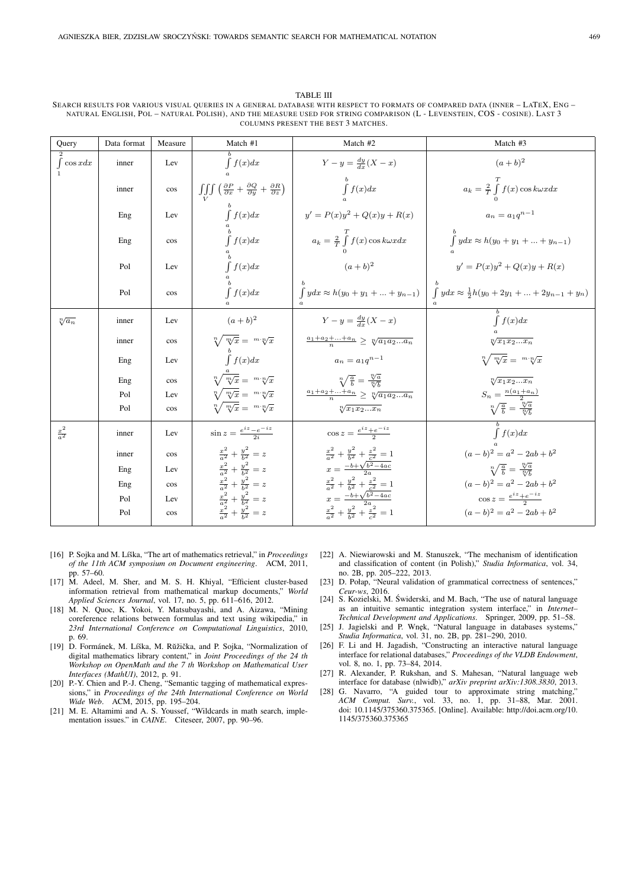TABLE III

SEARCH RESULTS FOR VARIOUS VISUAL QUERIES IN A GENERAL DATABASE WITH RESPECT TO FORMATS OF COMPARED DATA (INNER – LATEX, ENG – NATURAL ENGLISH, POL – NATURAL POLISH), AND THE MEASURE USED FOR STRING COMPARISON (L - LEVENSTEIN, COS - COSINE). LAST 3 COLUMNS PRESENT THE BEST 3 MATCHES.

| Query | Data format | Measure | Match #1 | Match #2 | Match #3 |
|---|---|---|---|---|---|
| $\int_1^2 \cos x dx$ | inner | Lev | $\int_a^b f(x)dx$ | $Y - y = \frac{dy}{dx}(X - x)$ | $(a + b)^2$ |
| | inner | cos | $\iiint_V \left( \frac{\partial P}{\partial x} + \frac{\partial Q}{\partial y} + \frac{\partial R}{\partial z} \right)$ | $\int_a^b f(x)dx$ | $a_k = \frac{2}{T} \int_0^T f(x) \cos k\omega x dx$ |
| | Eng | Lev | $\int_a^b f(x)dx$ | $y' = P(x)y^2 + Q(x)y + R(x)$ | $a_n = a_1 q^{n-1}$ |
| | Eng | cos | $\int_a^b f(x)dx$ | $a_k = \frac{2}{T} \int_0^T f(x) \cos k\omega x dx$ | $\int_a^b y dx \approx h(y_0 + y_1 + ... + y_{n-1})$ |
| | Pol | Lev | $\int_a^b f(x)dx$ | $(a + b)^2$ | $y' = P(x)y^2 + Q(x)y + R(x)$ |
| | Pol | cos | $\int_a^b f(x)dx$ | $\int_a^b y dx \approx h(y_0 + y_1 + ... + y_{n-1})$ | $\int_a^b y dx \approx \frac{1}{2}h(y_0 + 2y_1 + ... + 2y_{n-1} + y_n)$ |
| $\sqrt[n]{a_n}$ | inner | Lev | $(a + b)^2$ | $Y - y = \frac{dy}{dx}(X - x)$ | $\int_a^b f(x)dx$ |
| | inner | cos | $\sqrt[n]{\sqrt[m]{x}} = \sqrt[m \cdot n]{x}$ | $\frac{a_1 + a_2 + ... + a_n}{n} \geq \sqrt[n]{a_1 a_2 ... a_n}$ | $\sqrt[n]{x_1 x_2 ... x_n}$ |
| | Eng | Lev | $\int_a^b f(x)dx$ | $a_n = a_1 q^{n-1}$ | $\sqrt[n]{\sqrt[m]{x}} = \sqrt[m \cdot n]{x}$ |
| | Eng | cos | $\sqrt[n]{\sqrt[m]{x}} = \sqrt[m \cdot n]{x}$ | $\sqrt[n]{\frac{a}{b}} = \frac{\sqrt[n]{a}}{\sqrt[n]{b}}$ | $\sqrt[n]{x_1 x_2 ... x_n}$ |
| | Pol | Lev | $\sqrt[n]{\sqrt[m]{x}} = \sqrt[m \cdot n]{x}$ | $\frac{a_1 + a_2 + ... + a_n}{n} \geq \sqrt[n]{a_1 a_2 ... a_n}$ | $S_n = \frac{n(a_1 + a_n)}{2}$ |
| | Pol | cos | $\sqrt[n]{\sqrt[m]{x}} = \sqrt[m \cdot n]{x}$ | $\sqrt[n]{x_1 x_2 ... x_n}$ | $\sqrt[n]{\frac{a}{b}} = \frac{\sqrt[n]{a}}{\sqrt[n]{b}}$ |
| $\frac{x^2}{a^2}$ | inner | Lev | $\sin z = \frac{e^{iz} - e^{-iz}}{2i}$ | $\cos z = \frac{e^{iz} + e^{-iz}}{2}$ | $\int_a^b f(x)dx$ |
| | inner | cos | $\frac{x^2}{a^2} + \frac{y^2}{b^2} = z$ | $\frac{x^2}{a^2} + \frac{y^2}{b^2} + \frac{z^2}{c^2} = 1$ | $(a - b)^2 = a^2 - 2ab + b^2$ |
| | Eng | Lev | $\frac{x^2}{a^2} + \frac{y^2}{b^2} = z$ | $x = \frac{-b + \sqrt{b^2 - 4ac}}{2a}$ | $\sqrt[n]{\frac{a}{b}} = \frac{\sqrt[n]{a}}{\sqrt[n]{b}}$ |
| | Eng | cos | $\frac{x^2}{a^2} + \frac{y^2}{b^2} = z$ | $\frac{x^2}{a^2} + \frac{y^2}{b^2} + \frac{z^2}{c^2} = 1$ | $(a - b)^2 = a^2 - 2ab + b^2$ |
| | Pol | Lev | $\frac{x^2}{a^2} + \frac{y^2}{b^2} = z$ | $x = \frac{-b + \sqrt{b^2 - 4ac}}{2a}$ | $\cos z = \frac{e^{iz} + e^{-iz}}{2}$ |
| | Pol | cos | $\frac{x^2}{a^2} + \frac{y^2}{b^2} = z$ | $\frac{x^2}{a^2} + \frac{y^2}{b^2} + \frac{z^2}{c^2} = 1$ | $(a - b)^2 = a^2 - 2ab + b^2$ |

[16] P. Sojka and M. Líška, "The art of mathematics retrieval," in *Proceedings of the 11th ACM symposium on Document engineering*. ACM, 2011, pp. 57–60.

[17] M. Adeel, M. Sher, and M. S. H. Khiyal, "Efficient cluster-based information retrieval from mathematical markup documents," *World Applied Sciences Journal*, vol. 17, no. 5, pp. 611–616, 2012.

[18] M. N. Quoc, K. Yokoi, Y. Matsubayashi, and A. Aizawa, "Mining coreference relations between formulas and text using wikipedia," in *23rd International Conference on Computational Linguistics*, 2010, p. 69.

[19] D. Formánek, M. Líška, M. Růžička, and P. Sojka, "Normalization of digital mathematics library content," in *Joint Proceedings of the 24 th Workshop on OpenMath and the 7 th Workshop on Mathematical User Interfaces (MathUI)*, 2012, p. 91.

[20] P.-Y. Chien and P.-J. Cheng, "Semantic tagging of mathematical expressions," in *Proceedings of the 24th International Conference on World Wide Web*. ACM, 2015, pp. 195–204.

[21] M. E. Altamimi and A. S. Youssef, "Wildcards in math search, implementation issues." in *CAINE*. Citeseer, 2007, pp. 90–96.

[22] A. Niewiarowski and M. Stanuszek, "The mechanism of identification and classification of content (in Polish)," *Studia Informatica*, vol. 34, no. 2B, pp. 205–222, 2013.

[23] D. Połap, "Neural validation of grammatical correctness of sentences," *Ceur-ws*, 2016.

[24] S. Kozielski, M. Świderski, and M. Bach, "The use of natural language as an intuitive semantic integration system interface," in *Internet–Technical Development and Applications*. Springer, 2009, pp. 51–58.

[25] J. Jagielski and P. Wnęk, "Natural language in databases systems," *Studia Informatica*, vol. 31, no. 2B, pp. 281–290, 2010.

[26] F. Li and H. Jagadish, "Constructing an interactive natural language interface for relational databases," *Proceedings of the VLDB Endowment*, vol. 8, no. 1, pp. 73–84, 2014.

[27] R. Alexander, P. Rukshan, and S. Mahesan, "Natural language web interface for database (nlwidb)," *arXiv preprint arXiv:1308.3830*, 2013.

[28] G. Navarro, "A guided tour to approximate string matching," *ACM Comput. Surv.*, vol. 33, no. 1, pp. 31–88, Mar. 2001. doi: 10.1145/375360.375365. [Online]. Available: http://doi.acm.org/10.1145/375360.375365